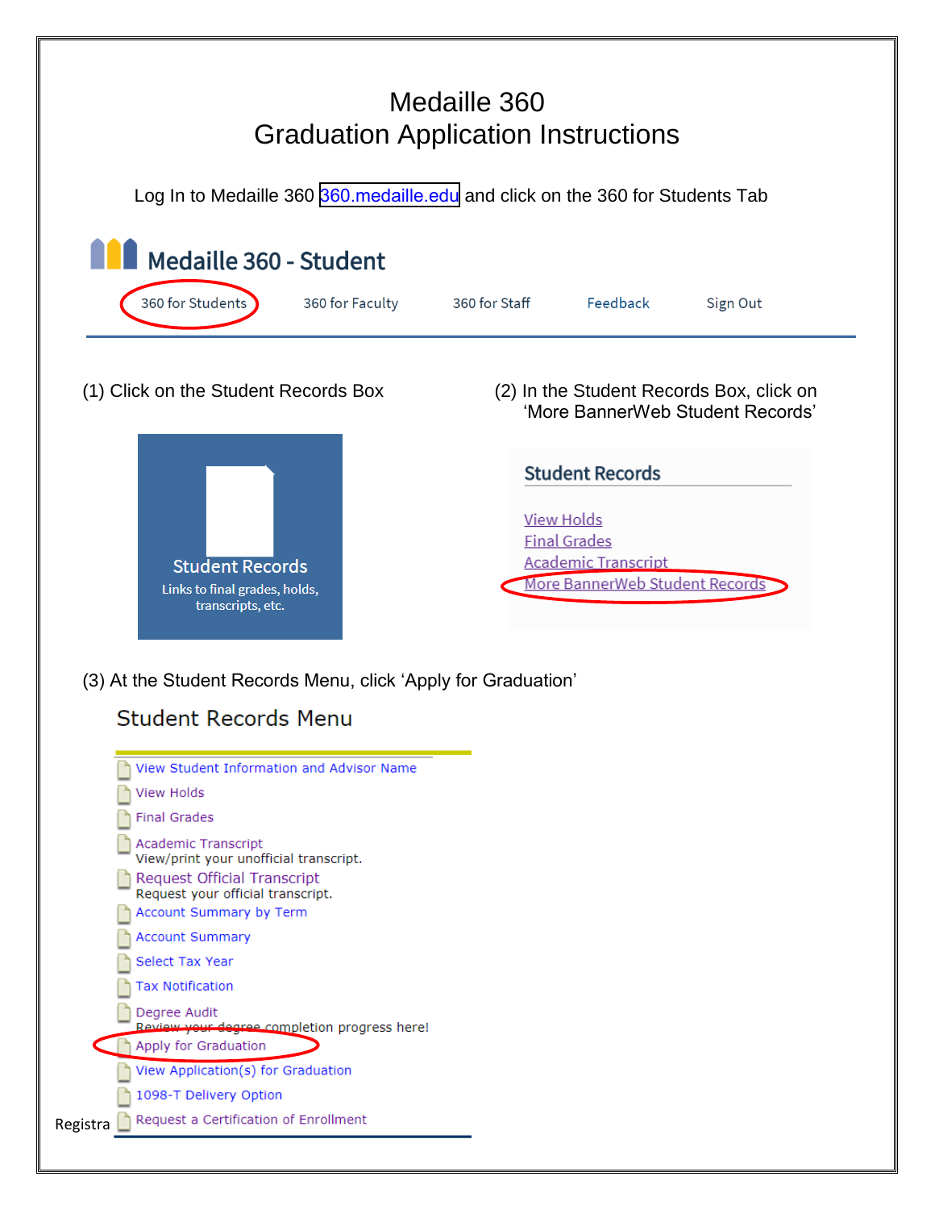# Medaille 360
# Graduation Application Instructions

Log In to Medaille 360 360.medaille.edu and click on the 360 for Students Tab

Medaille 360 - Student

360 for Students    360 for Faculty    360 for Staff    Feedback    Sign Out

(1) Click on the Student Records Box

Student Records
Links to final grades, holds, transcripts, etc.

(2) In the Student Records Box, click on 'More BannerWeb Student Records'

Student Records

- View Holds
- Final Grades
- Academic Transcript
- More BannerWeb Student Records

(3) At the Student Records Menu, click 'Apply for Graduation'

Student Records Menu

- View Student Information and Advisor Name
- View Holds
- Final Grades
- Academic Transcript
  View/print your unofficial transcript.
- Request Official Transcript
  Request your official transcript.
- Account Summary by Term
- Account Summary
- Select Tax Year
- Tax Notification
- Degree Audit
  Review your degree completion progress here!
- Apply for Graduation
- View Application(s) for Graduation
- 1098-T Delivery Option
- Request a Certification of Enrollment

Registra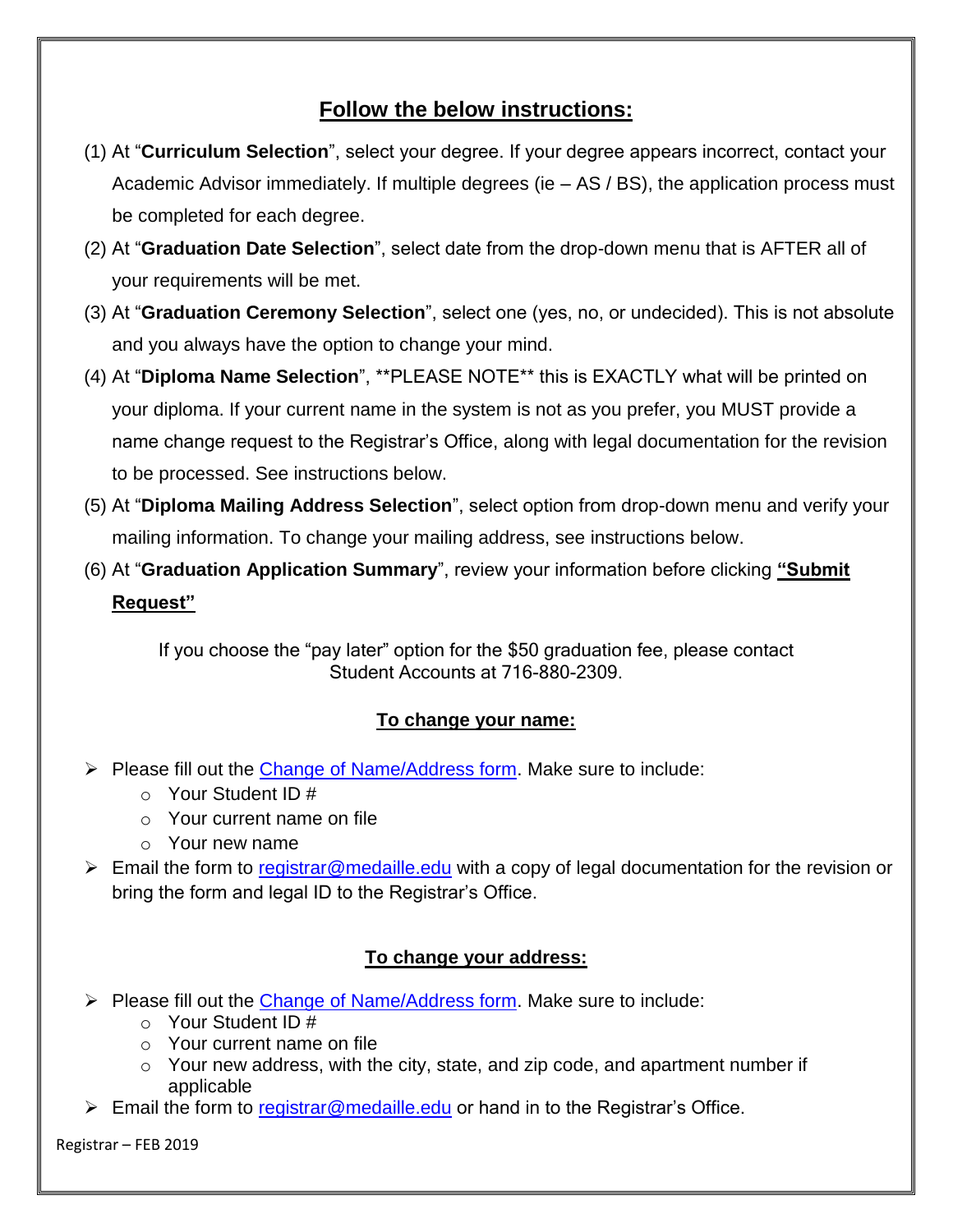## Follow the below instructions:

1. At "**Curriculum Selection**", select your degree. If your degree appears incorrect, contact your Academic Advisor immediately. If multiple degrees (ie – AS / BS), the application process must be completed for each degree.
2. At "**Graduation Date Selection**", select date from the drop-down menu that is AFTER all of your requirements will be met.
3. At "**Graduation Ceremony Selection**", select one (yes, no, or undecided). This is not absolute and you always have the option to change your mind.
4. At "**Diploma Name Selection**", **PLEASE NOTE** this is EXACTLY what will be printed on your diploma. If your current name in the system is not as you prefer, you MUST provide a name change request to the Registrar's Office, along with legal documentation for the revision to be processed. See instructions below.
5. At "**Diploma Mailing Address Selection**", select option from drop-down menu and verify your mailing information. To change your mailing address, see instructions below.
6. At "**Graduation Application Summary**", review your information before clicking **"Submit Request"**

If you choose the "pay later" option for the $50 graduation fee, please contact Student Accounts at 716-880-2309.

### To change your name:

- Please fill out the Change of Name/Address form. Make sure to include:
  - Your Student ID #
  - Your current name on file
  - Your new name
- Email the form to registrar@medaille.edu with a copy of legal documentation for the revision or bring the form and legal ID to the Registrar's Office.

### To change your address:

- Please fill out the Change of Name/Address form. Make sure to include:
  - Your Student ID #
  - Your current name on file
  - Your new address, with the city, state, and zip code, and apartment number if applicable
- Email the form to registrar@medaille.edu or hand in to the Registrar's Office.

Registrar – FEB 2019